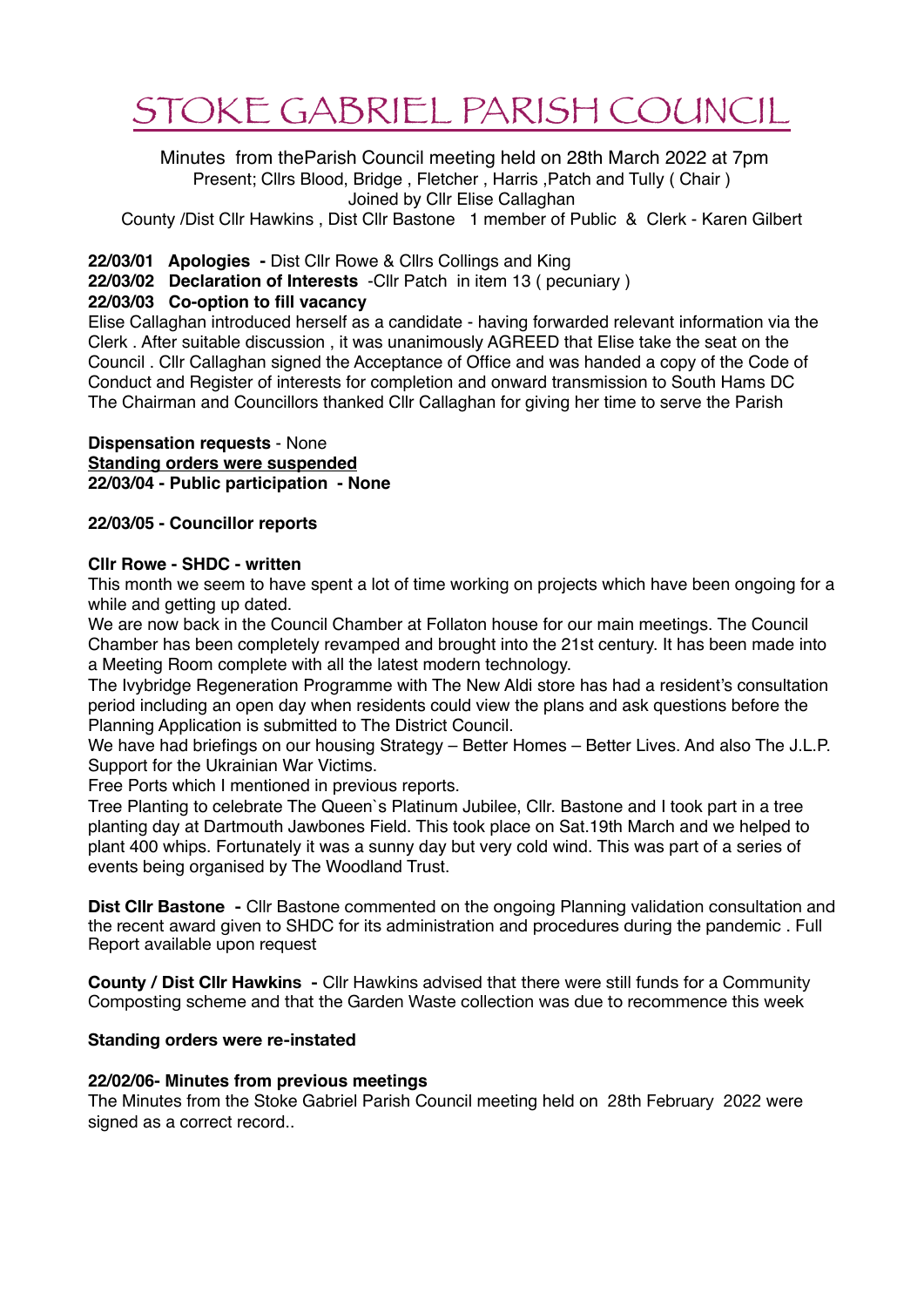# STOKE GABRIEL PARISH COUNCIL

Minutes from theParish Council meeting held on 28th March 2022 at 7pm
Present; Cllrs Blood, Bridge , Fletcher , Harris ,Patch and Tully ( Chair )
Joined by Cllr Elise Callaghan
County /Dist Cllr Hawkins , Dist Cllr Bastone 1 member of Public & Clerk - Karen Gilbert

**22/03/01 Apologies -** Dist Cllr Rowe & Cllrs Collings and King
**22/03/02 Declaration of Interests** -Cllr Patch in item 13 ( pecuniary )
**22/03/03 Co-option to fill vacancy**
Elise Callaghan introduced herself as a candidate - having forwarded relevant information via the Clerk . After suitable discussion , it was unanimously AGREED that Elise take the seat on the Council . Cllr Callaghan signed the Acceptance of Office and was handed a copy of the Code of Conduct and Register of interests for completion and onward transmission to South Hams DC
The Chairman and Councillors thanked Cllr Callaghan for giving her time to serve the Parish

**Dispensation requests** - None
**<u>Standing orders were suspended</u>**
**22/03/04 - Public participation - None**

**22/03/05 - Councillor reports**

**Cllr Rowe - SHDC - written**
This month we seem to have spent a lot of time working on projects which have been ongoing for a while and getting up dated.
We are now back in the Council Chamber at Follaton house for our main meetings. The Council Chamber has been completely revamped and brought into the 21st century. It has been made into a Meeting Room complete with all the latest modern technology.
The Ivybridge Regeneration Programme with The New Aldi store has had a resident's consultation period including an open day when residents could view the plans and ask questions before the Planning Application is submitted to The District Council.
We have had briefings on our housing Strategy – Better Homes – Better Lives. And also The J.L.P.
Support for the Ukrainian War Victims.
Free Ports which I mentioned in previous reports.
Tree Planting to celebrate The Queen`s Platinum Jubilee, Cllr. Bastone and I took part in a tree planting day at Dartmouth Jawbones Field. This took place on Sat.19th March and we helped to plant 400 whips. Fortunately it was a sunny day but very cold wind. This was part of a series of events being organised by The Woodland Trust.

**Dist Cllr Bastone -** Cllr Bastone commented on the ongoing Planning validation consultation and the recent award given to SHDC for its administration and procedures during the pandemic . Full Report available upon request

**County / Dist Cllr Hawkins -** Cllr Hawkins advised that there were still funds for a Community Composting scheme and that the Garden Waste collection was due to recommence this week

**Standing orders were re-instated**

**22/02/06- Minutes from previous meetings**
The Minutes from the Stoke Gabriel Parish Council meeting held on 28th February 2022 were signed as a correct record..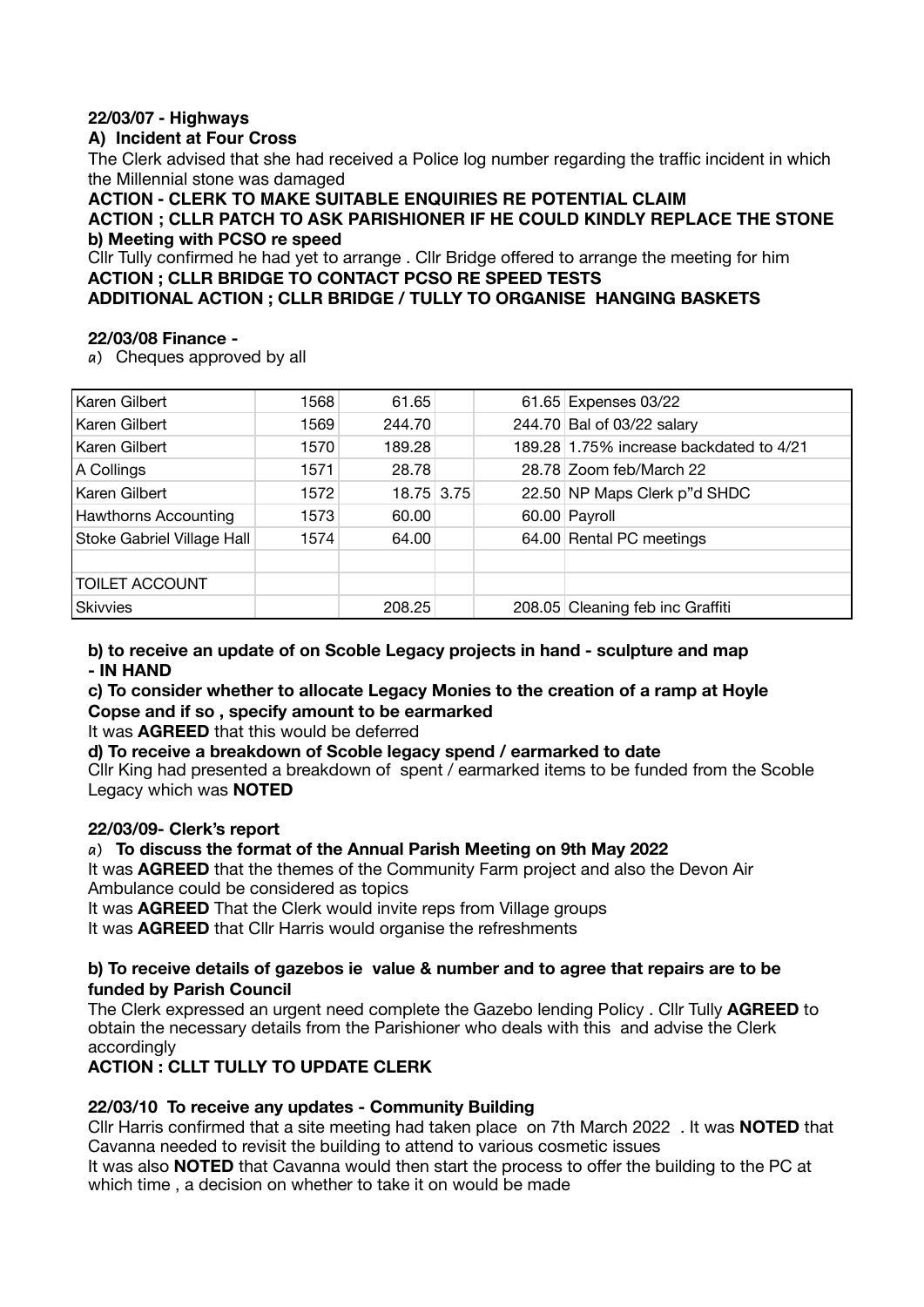**22/03/07 - Highways**

**A) Incident at Four Cross**

The Clerk advised that she had received a Police log number regarding the traffic incident in which the Millennial stone was damaged

**ACTION - CLERK TO MAKE SUITABLE ENQUIRIES RE POTENTIAL CLAIM**

**ACTION ; CLLR PATCH TO ASK PARISHIONER IF HE COULD KINDLY REPLACE THE STONE**

**b) Meeting with PCSO re speed**

Cllr Tully confirmed he had yet to arrange . Cllr Bridge offered to arrange the meeting for him

**ACTION ; CLLR BRIDGE TO CONTACT PCSO RE SPEED TESTS**

**ADDITIONAL ACTION ; CLLR BRIDGE / TULLY TO ORGANISE HANGING BASKETS**

**22/03/08 Finance -**

*a*) Cheques approved by all

| | | | | | |
|---|---|---|---|---|---|
| Karen Gilbert | 1568 | 61.65 | | 61.65 | Expenses 03/22 |
| Karen Gilbert | 1569 | 244.70 | | 244.70 | Bal of 03/22 salary |
| Karen Gilbert | 1570 | 189.28 | | 189.28 | 1.75% increase backdated to 4/21 |
| A Collings | 1571 | 28.78 | | 28.78 | Zoom feb/March 22 |
| Karen Gilbert | 1572 | 18.75 | 3.75 | 22.50 | NP Maps Clerk p"d SHDC |
| Hawthorns Accounting | 1573 | 60.00 | | 60.00 | Payroll |
| Stoke Gabriel Village Hall | 1574 | 64.00 | | 64.00 | Rental PC meetings |
| | | | | | |
| TOILET ACCOUNT | | | | | |
| Skivvies | | 208.25 | | 208.05 | Cleaning feb inc Graffiti |

**b) to receive an update of on Scoble Legacy projects in hand - sculpture and map - IN HAND**

**c) To consider whether to allocate Legacy Monies to the creation of a ramp at Hoyle Copse and if so , specify amount to be earmarked**

It was **AGREED** that this would be deferred

**d) To receive a breakdown of Scoble legacy spend / earmarked to date**

Cllr King had presented a breakdown of spent / earmarked items to be funded from the Scoble Legacy which was **NOTED**

**22/03/09- Clerk's report**

*a*) **To discuss the format of the Annual Parish Meeting on 9th May 2022**

It was **AGREED** that the themes of the Community Farm project and also the Devon Air Ambulance could be considered as topics

It was **AGREED** That the Clerk would invite reps from Village groups

It was **AGREED** that Cllr Harris would organise the refreshments

**b) To receive details of gazebos ie value & number and to agree that repairs are to be funded by Parish Council**

The Clerk expressed an urgent need complete the Gazebo lending Policy . Cllr Tully **AGREED** to obtain the necessary details from the Parishioner who deals with this and advise the Clerk accordingly

**ACTION : CLLT TULLY TO UPDATE CLERK**

**22/03/10 To receive any updates - Community Building**

Cllr Harris confirmed that a site meeting had taken place on 7th March 2022 . It was **NOTED** that Cavanna needed to revisit the building to attend to various cosmetic issues

It was also **NOTED** that Cavanna would then start the process to offer the building to the PC at which time , a decision on whether to take it on would be made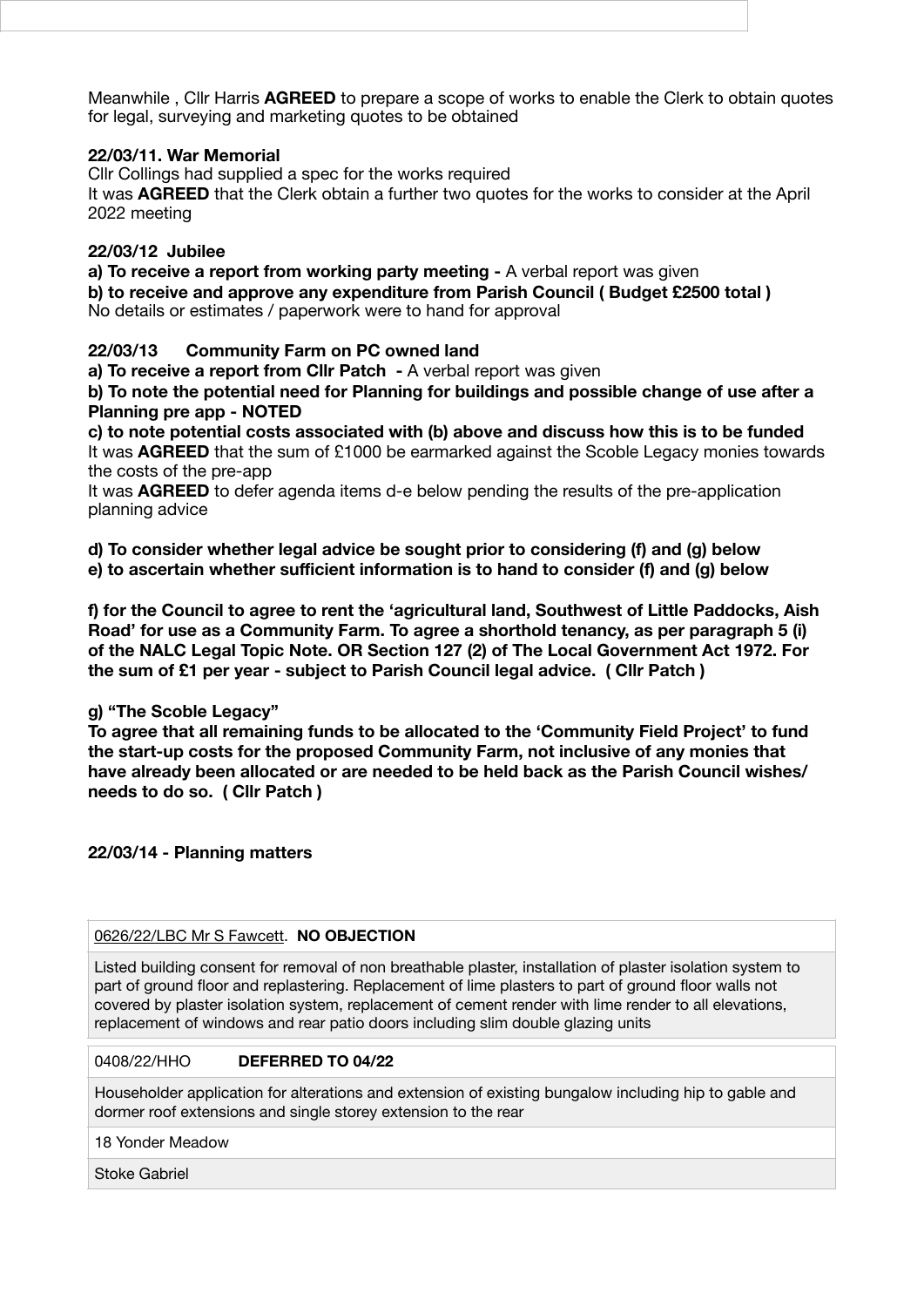Meanwhile , Cllr Harris **AGREED** to prepare a scope of works to enable the Clerk to obtain quotes for legal, surveying and marketing quotes to be obtained

**22/03/11. War Memorial**

Cllr Collings had supplied a spec for the works required

It was **AGREED** that the Clerk obtain a further two quotes for the works to consider at the April 2022 meeting

**22/03/12 Jubilee**

**a) To receive a report from working party meeting -** A verbal report was given

**b) to receive and approve any expenditure from Parish Council ( Budget £2500 total )**

No details or estimates / paperwork were to hand for approval

**22/03/13 Community Farm on PC owned land**

**a) To receive a report from Cllr Patch -** A verbal report was given

**b) To note the potential need for Planning for buildings and possible change of use after a Planning pre app - NOTED**

**c) to note potential costs associated with (b) above and discuss how this is to be funded**

It was **AGREED** that the sum of £1000 be earmarked against the Scoble Legacy monies towards the costs of the pre-app

It was **AGREED** to defer agenda items d-e below pending the results of the pre-application planning advice

**d) To consider whether legal advice be sought prior to considering (f) and (g) below**

**e) to ascertain whether sufficient information is to hand to consider (f) and (g) below**

**f) for the Council to agree to rent the 'agricultural land, Southwest of Little Paddocks, Aish Road' for use as a Community Farm. To agree a shorthold tenancy, as per paragraph 5 (i) of the NALC Legal Topic Note. OR Section 127 (2) of The Local Government Act 1972. For the sum of £1 per year - subject to Parish Council legal advice. ( Cllr Patch )**

**g) "The Scoble Legacy"**

**To agree that all remaining funds to be allocated to the 'Community Field Project' to fund the start-up costs for the proposed Community Farm, not inclusive of any monies that have already been allocated or are needed to be held back as the Parish Council wishes/ needs to do so. ( Cllr Patch )**

**22/03/14 - Planning matters**

| 0626/22/LBC Mr S Fawcett. **NO OBJECTION** |
|---|
| Listed building consent for removal of non breathable plaster, installation of plaster isolation system to part of ground floor and replastering. Replacement of lime plasters to part of ground floor walls not covered by plaster isolation system, replacement of cement render with lime render to all elevations, replacement of windows and rear patio doors including slim double glazing units |

| 0408/22/HHO **DEFERRED TO 04/22** |
|---|
| Householder application for alterations and extension of existing bungalow including hip to gable and dormer roof extensions and single storey extension to the rear |
| 18 Yonder Meadow |
| Stoke Gabriel |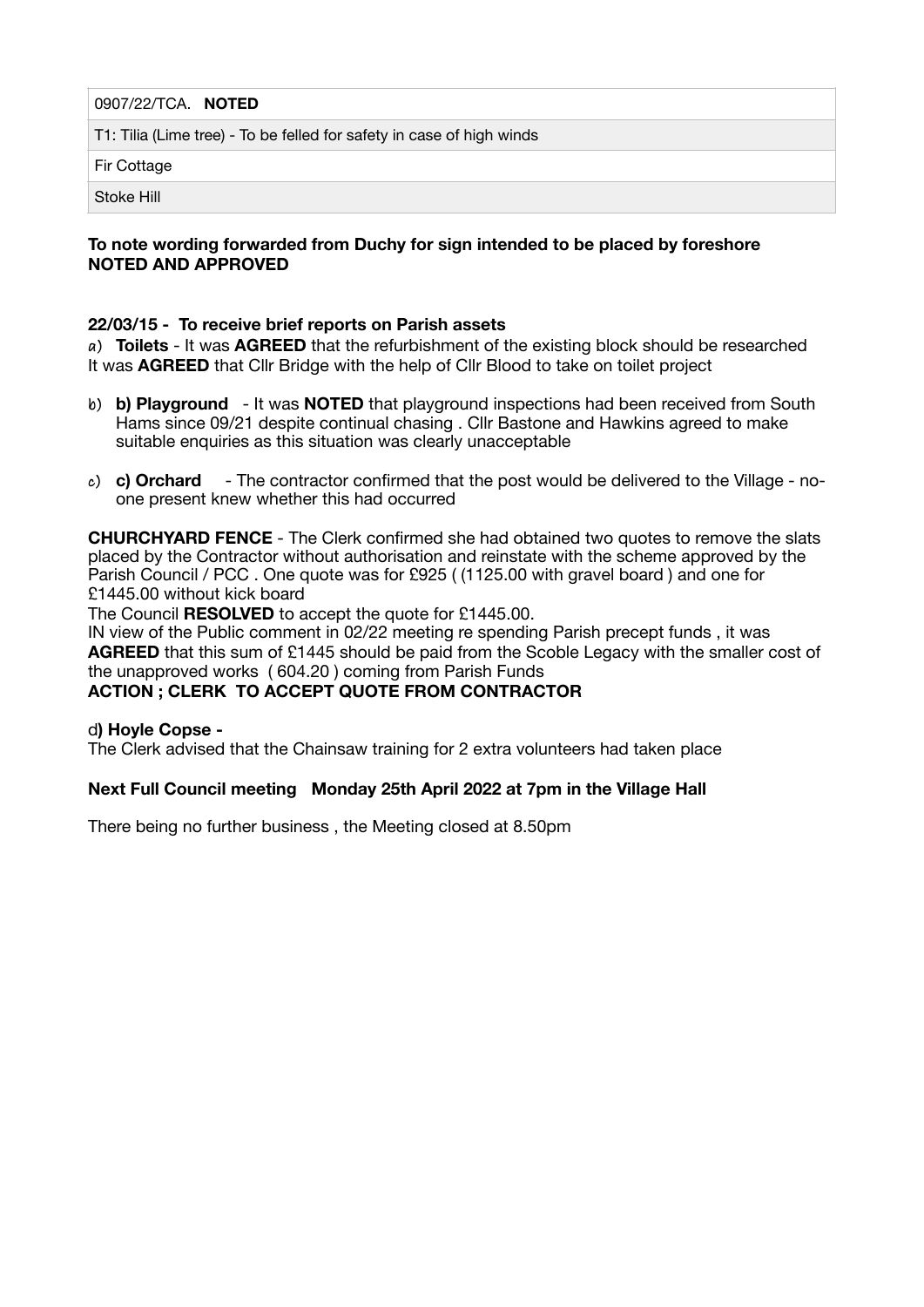| |
|---|
| 0907/22/TCA. **NOTED** |
| T1: Tilia (Lime tree) - To be felled for safety in case of high winds |
| Fir Cottage |
| Stoke Hill |

**To note wording forwarded from Duchy for sign intended to be placed by foreshore NOTED AND APPROVED**

**22/03/15 - To receive brief reports on Parish assets**

a) **Toilets** - It was **AGREED** that the refurbishment of the existing block should be researched
It was **AGREED** that Cllr Bridge with the help of Cllr Blood to take on toilet project

b) **b) Playground** - It was **NOTED** that playground inspections had been received from South Hams since 09/21 despite continual chasing . Cllr Bastone and Hawkins agreed to make suitable enquiries as this situation was clearly unacceptable

c) **c) Orchard** - The contractor confirmed that the post would be delivered to the Village - no-one present knew whether this had occurred

**CHURCHYARD FENCE** - The Clerk confirmed she had obtained two quotes to remove the slats placed by the Contractor without authorisation and reinstate with the scheme approved by the Parish Council / PCC . One quote was for £925 ( (1125.00 with gravel board ) and one for £1445.00 without kick board
The Council **RESOLVED** to accept the quote for £1445.00.
IN view of the Public comment in 02/22 meeting re spending Parish precept funds , it was **AGREED** that this sum of £1445 should be paid from the Scoble Legacy with the smaller cost of the unapproved works ( 604.20 ) coming from Parish Funds
**ACTION ; CLERK TO ACCEPT QUOTE FROM CONTRACTOR**

d**) Hoyle Copse -**
The Clerk advised that the Chainsaw training for 2 extra volunteers had taken place

**Next Full Council meeting Monday 25th April 2022 at 7pm in the Village Hall**

There being no further business , the Meeting closed at 8.50pm